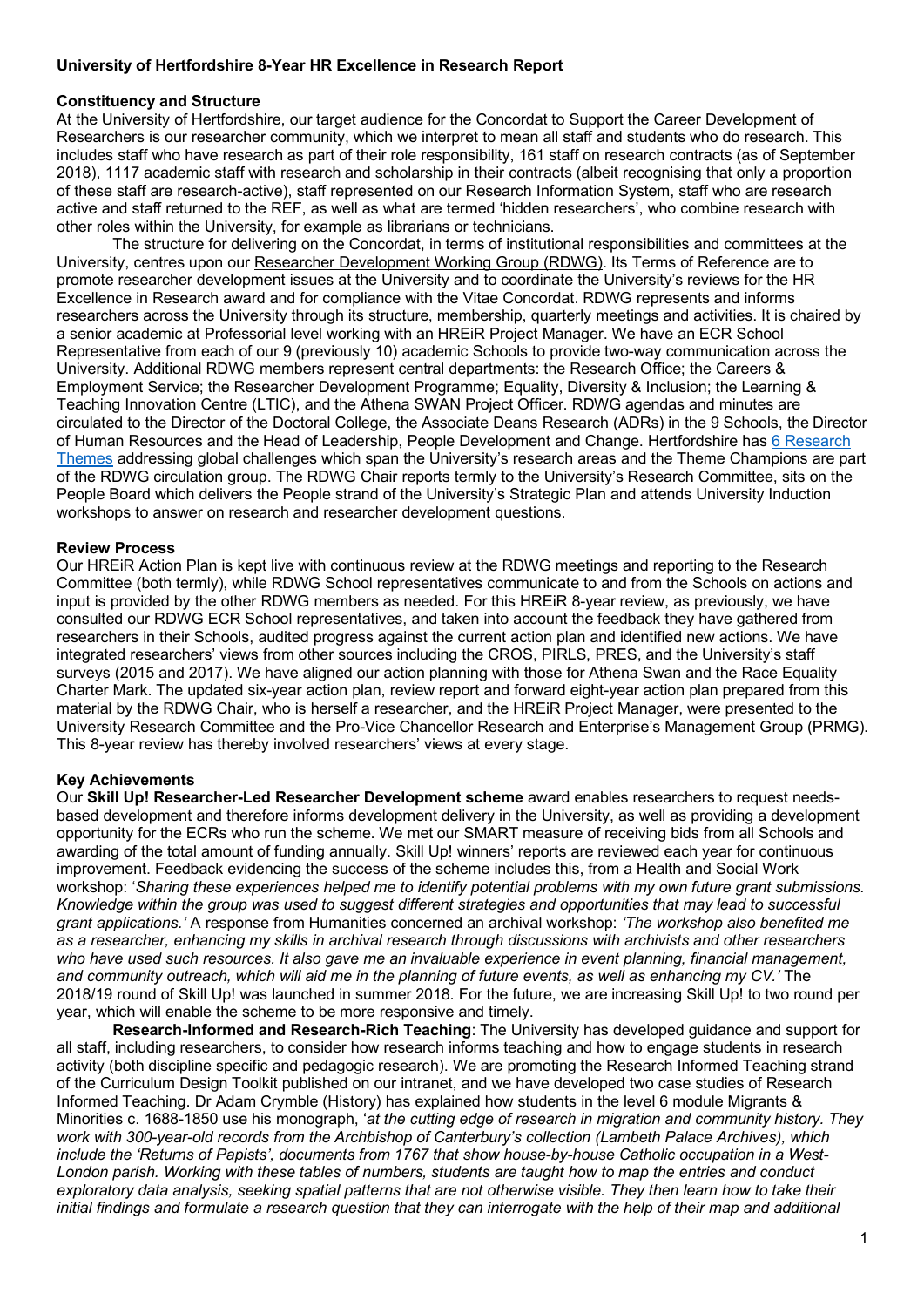**University of Hertfordshire 8-Year HR Excellence in Research Report**

**Constituency and Structure**

At the University of Hertfordshire, our target audience for the Concordat to Support the Career Development of Researchers is our researcher community, which we interpret to mean all staff and students who do research. This includes staff who have research as part of their role responsibility, 161 staff on research contracts (as of September 2018), 1117 academic staff with research and scholarship in their contracts (albeit recognising that only a proportion of these staff are research-active), staff represented on our Research Information System, staff who are research active and staff returned to the REF, as well as what are termed 'hidden researchers', who combine research with other roles within the University, for example as librarians or technicians.

The structure for delivering on the Concordat, in terms of institutional responsibilities and committees at the University, centres upon our Researcher Development Working Group (RDWG). Its Terms of Reference are to promote researcher development issues at the University and to coordinate the University's reviews for the HR Excellence in Research award and for compliance with the Vitae Concordat. RDWG represents and informs researchers across the University through its structure, membership, quarterly meetings and activities. It is chaired by a senior academic at Professorial level working with an HREiR Project Manager. We have an ECR School Representative from each of our 9 (previously 10) academic Schools to provide two-way communication across the University. Additional RDWG members represent central departments: the Research Office; the Careers & Employment Service; the Researcher Development Programme; Equality, Diversity & Inclusion; the Learning & Teaching Innovation Centre (LTIC), and the Athena SWAN Project Officer. RDWG agendas and minutes are circulated to the Director of the Doctoral College, the Associate Deans Research (ADRs) in the 9 Schools, the Director of Human Resources and the Head of Leadership, People Development and Change. Hertfordshire has 6 Research Themes addressing global challenges which span the University's research areas and the Theme Champions are part of the RDWG circulation group. The RDWG Chair reports termly to the University's Research Committee, sits on the People Board which delivers the People strand of the University's Strategic Plan and attends University Induction workshops to answer on research and researcher development questions.

**Review Process**

Our HREiR Action Plan is kept live with continuous review at the RDWG meetings and reporting to the Research Committee (both termly), while RDWG School representatives communicate to and from the Schools on actions and input is provided by the other RDWG members as needed. For this HREiR 8-year review, as previously, we have consulted our RDWG ECR School representatives, and taken into account the feedback they have gathered from researchers in their Schools, audited progress against the current action plan and identified new actions. We have integrated researchers' views from other sources including the CROS, PIRLS, PRES, and the University's staff surveys (2015 and 2017). We have aligned our action planning with those for Athena Swan and the Race Equality Charter Mark. The updated six-year action plan, review report and forward eight-year action plan prepared from this material by the RDWG Chair, who is herself a researcher, and the HREiR Project Manager, were presented to the University Research Committee and the Pro-Vice Chancellor Research and Enterprise's Management Group (PRMG). This 8-year review has thereby involved researchers' views at every stage.

**Key Achievements**

Our **Skill Up! Researcher-Led Researcher Development scheme** award enables researchers to request needs-based development and therefore informs development delivery in the University, as well as providing a development opportunity for the ECRs who run the scheme. We met our SMART measure of receiving bids from all Schools and awarding of the total amount of funding annually. Skill Up! winners' reports are reviewed each year for continuous improvement. Feedback evidencing the success of the scheme includes this, from a Health and Social Work workshop: '*Sharing these experiences helped me to identify potential problems with my own future grant submissions. Knowledge within the group was used to suggest different strategies and opportunities that may lead to successful grant applications.'* A response from Humanities concerned an archival workshop: *'The workshop also benefited me as a researcher, enhancing my skills in archival research through discussions with archivists and other researchers who have used such resources. It also gave me an invaluable experience in event planning, financial management, and community outreach, which will aid me in the planning of future events, as well as enhancing my CV.'* The 2018/19 round of Skill Up! was launched in summer 2018. For the future, we are increasing Skill Up! to two round per year, which will enable the scheme to be more responsive and timely.

**Research-Informed and Research-Rich Teaching**: The University has developed guidance and support for all staff, including researchers, to consider how research informs teaching and how to engage students in research activity (both discipline specific and pedagogic research). We are promoting the Research Informed Teaching strand of the Curriculum Design Toolkit published on our intranet, and we have developed two case studies of Research Informed Teaching. Dr Adam Crymble (History) has explained how students in the level 6 module Migrants & Minorities c. 1688-1850 use his monograph, '*at the cutting edge of research in migration and community history. They work with 300-year-old records from the Archbishop of Canterbury's collection (Lambeth Palace Archives), which include the 'Returns of Papists', documents from 1767 that show house-by-house Catholic occupation in a West-London parish. Working with these tables of numbers, students are taught how to map the entries and conduct exploratory data analysis, seeking spatial patterns that are not otherwise visible. They then learn how to take their initial findings and formulate a research question that they can interrogate with the help of their map and additional*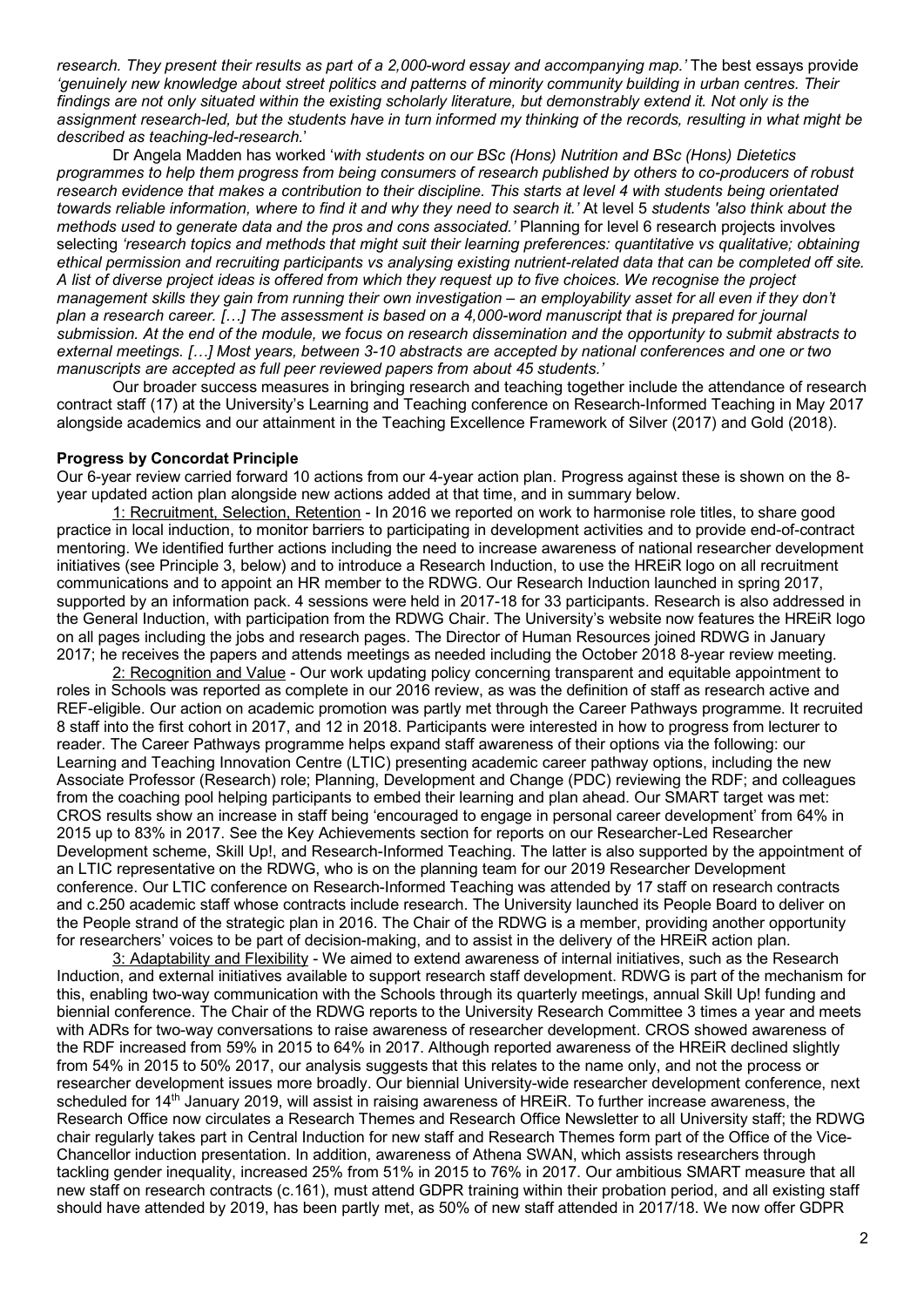*research. They present their results as part of a 2,000-word essay and accompanying map.'* The best essays provide *'genuinely new knowledge about street politics and patterns of minority community building in urban centres. Their findings are not only situated within the existing scholarly literature, but demonstrably extend it. Not only is the assignment research-led, but the students have in turn informed my thinking of the records, resulting in what might be described as teaching-led-research.*'

Dr Angela Madden has worked '*with students on our BSc (Hons) Nutrition and BSc (Hons) Dietetics programmes to help them progress from being consumers of research published by others to co-producers of robust research evidence that makes a contribution to their discipline. This starts at level 4 with students being orientated towards reliable information, where to find it and why they need to search it.'* At level 5 *students 'also think about the methods used to generate data and the pros and cons associated.'* Planning for level 6 research projects involves selecting *'research topics and methods that might suit their learning preferences: quantitative vs qualitative; obtaining ethical permission and recruiting participants vs analysing existing nutrient-related data that can be completed off site. A list of diverse project ideas is offered from which they request up to five choices. We recognise the project management skills they gain from running their own investigation – an employability asset for all even if they don't plan a research career. […] The assessment is based on a 4,000-word manuscript that is prepared for journal submission. At the end of the module, we focus on research dissemination and the opportunity to submit abstracts to external meetings. […] Most years, between 3-10 abstracts are accepted by national conferences and one or two manuscripts are accepted as full peer reviewed papers from about 45 students.'*

Our broader success measures in bringing research and teaching together include the attendance of research contract staff (17) at the University's Learning and Teaching conference on Research-Informed Teaching in May 2017 alongside academics and our attainment in the Teaching Excellence Framework of Silver (2017) and Gold (2018).

**Progress by Concordat Principle**

Our 6-year review carried forward 10 actions from our 4-year action plan. Progress against these is shown on the 8-year updated action plan alongside new actions added at that time, and in summary below.

1: Recruitment, Selection, Retention - In 2016 we reported on work to harmonise role titles, to share good practice in local induction, to monitor barriers to participating in development activities and to provide end-of-contract mentoring. We identified further actions including the need to increase awareness of national researcher development initiatives (see Principle 3, below) and to introduce a Research Induction, to use the HREiR logo on all recruitment communications and to appoint an HR member to the RDWG. Our Research Induction launched in spring 2017, supported by an information pack. 4 sessions were held in 2017-18 for 33 participants. Research is also addressed in the General Induction, with participation from the RDWG Chair. The University's website now features the HREiR logo on all pages including the jobs and research pages. The Director of Human Resources joined RDWG in January 2017; he receives the papers and attends meetings as needed including the October 2018 8-year review meeting.

2: Recognition and Value - Our work updating policy concerning transparent and equitable appointment to roles in Schools was reported as complete in our 2016 review, as was the definition of staff as research active and REF-eligible. Our action on academic promotion was partly met through the Career Pathways programme. It recruited 8 staff into the first cohort in 2017, and 12 in 2018. Participants were interested in how to progress from lecturer to reader. The Career Pathways programme helps expand staff awareness of their options via the following: our Learning and Teaching Innovation Centre (LTIC) presenting academic career pathway options, including the new Associate Professor (Research) role; Planning, Development and Change (PDC) reviewing the RDF; and colleagues from the coaching pool helping participants to embed their learning and plan ahead. Our SMART target was met: CROS results show an increase in staff being 'encouraged to engage in personal career development' from 64% in 2015 up to 83% in 2017. See the Key Achievements section for reports on our Researcher-Led Researcher Development scheme, Skill Up!, and Research-Informed Teaching. The latter is also supported by the appointment of an LTIC representative on the RDWG, who is on the planning team for our 2019 Researcher Development conference. Our LTIC conference on Research-Informed Teaching was attended by 17 staff on research contracts and c.250 academic staff whose contracts include research. The University launched its People Board to deliver on the People strand of the strategic plan in 2016. The Chair of the RDWG is a member, providing another opportunity for researchers' voices to be part of decision-making, and to assist in the delivery of the HREiR action plan.

3: Adaptability and Flexibility - We aimed to extend awareness of internal initiatives, such as the Research Induction, and external initiatives available to support research staff development. RDWG is part of the mechanism for this, enabling two-way communication with the Schools through its quarterly meetings, annual Skill Up! funding and biennial conference. The Chair of the RDWG reports to the University Research Committee 3 times a year and meets with ADRs for two-way conversations to raise awareness of researcher development. CROS showed awareness of the RDF increased from 59% in 2015 to 64% in 2017. Although reported awareness of the HREiR declined slightly from 54% in 2015 to 50% 2017, our analysis suggests that this relates to the name only, and not the process or researcher development issues more broadly. Our biennial University-wide researcher development conference, next scheduled for 14th January 2019, will assist in raising awareness of HREiR. To further increase awareness, the Research Office now circulates a Research Themes and Research Office Newsletter to all University staff; the RDWG chair regularly takes part in Central Induction for new staff and Research Themes form part of the Office of the Vice-Chancellor induction presentation. In addition, awareness of Athena SWAN, which assists researchers through tackling gender inequality, increased 25% from 51% in 2015 to 76% in 2017. Our ambitious SMART measure that all new staff on research contracts (c.161), must attend GDPR training within their probation period, and all existing staff should have attended by 2019, has been partly met, as 50% of new staff attended in 2017/18. We now offer GDPR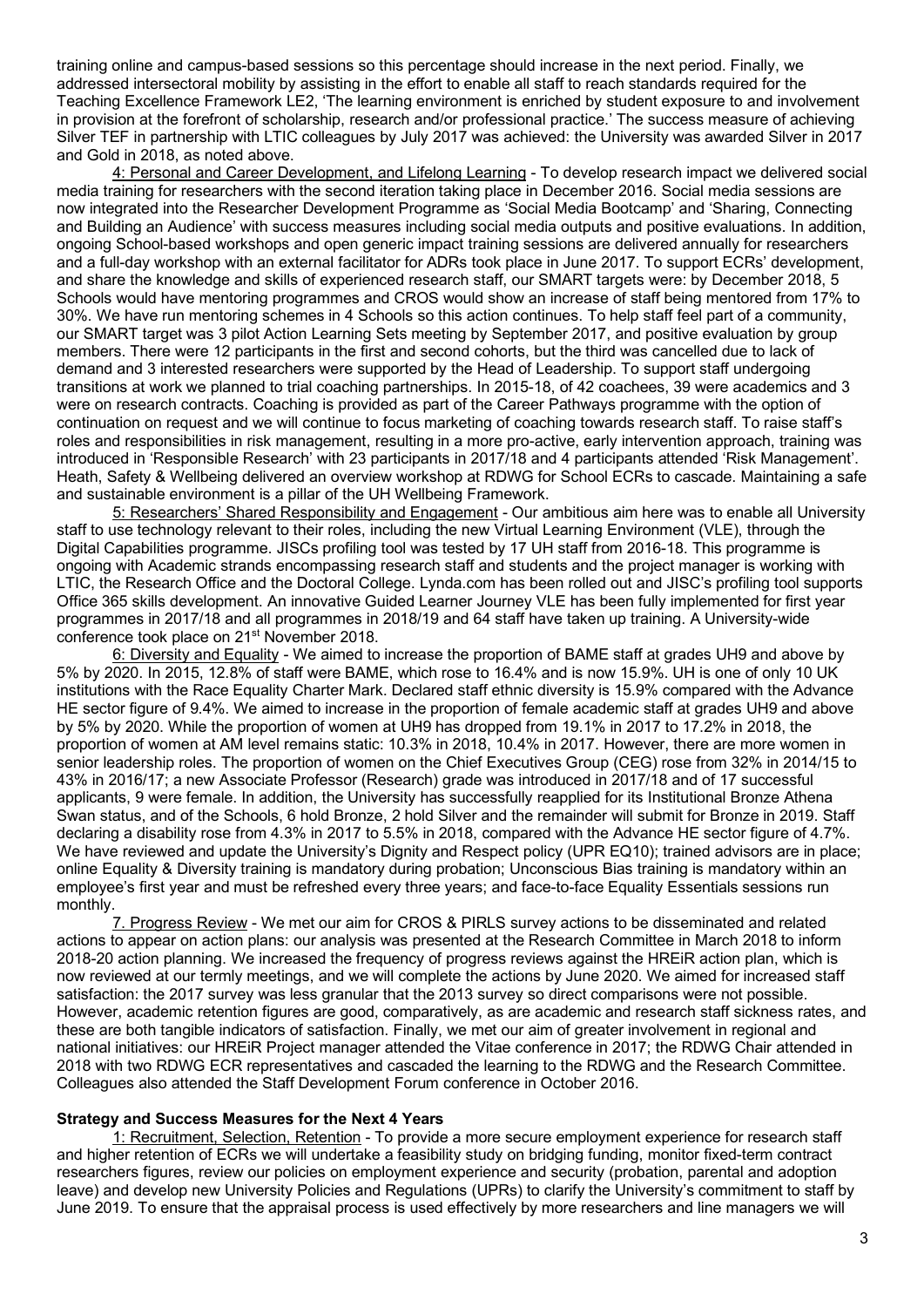training online and campus-based sessions so this percentage should increase in the next period. Finally, we addressed intersectoral mobility by assisting in the effort to enable all staff to reach standards required for the Teaching Excellence Framework LE2, 'The learning environment is enriched by student exposure to and involvement in provision at the forefront of scholarship, research and/or professional practice.' The success measure of achieving Silver TEF in partnership with LTIC colleagues by July 2017 was achieved: the University was awarded Silver in 2017 and Gold in 2018, as noted above.

4: Personal and Career Development, and Lifelong Learning - To develop research impact we delivered social media training for researchers with the second iteration taking place in December 2016. Social media sessions are now integrated into the Researcher Development Programme as 'Social Media Bootcamp' and 'Sharing, Connecting and Building an Audience' with success measures including social media outputs and positive evaluations. In addition, ongoing School-based workshops and open generic impact training sessions are delivered annually for researchers and a full-day workshop with an external facilitator for ADRs took place in June 2017. To support ECRs' development, and share the knowledge and skills of experienced research staff, our SMART targets were: by December 2018, 5 Schools would have mentoring programmes and CROS would show an increase of staff being mentored from 17% to 30%. We have run mentoring schemes in 4 Schools so this action continues. To help staff feel part of a community, our SMART target was 3 pilot Action Learning Sets meeting by September 2017, and positive evaluation by group members. There were 12 participants in the first and second cohorts, but the third was cancelled due to lack of demand and 3 interested researchers were supported by the Head of Leadership. To support staff undergoing transitions at work we planned to trial coaching partnerships. In 2015-18, of 42 coachees, 39 were academics and 3 were on research contracts. Coaching is provided as part of the Career Pathways programme with the option of continuation on request and we will continue to focus marketing of coaching towards research staff. To raise staff's roles and responsibilities in risk management, resulting in a more pro-active, early intervention approach, training was introduced in 'Responsible Research' with 23 participants in 2017/18 and 4 participants attended 'Risk Management'. Heath, Safety & Wellbeing delivered an overview workshop at RDWG for School ECRs to cascade. Maintaining a safe and sustainable environment is a pillar of the UH Wellbeing Framework.

5: Researchers' Shared Responsibility and Engagement - Our ambitious aim here was to enable all University staff to use technology relevant to their roles, including the new Virtual Learning Environment (VLE), through the Digital Capabilities programme. JISCs profiling tool was tested by 17 UH staff from 2016-18. This programme is ongoing with Academic strands encompassing research staff and students and the project manager is working with LTIC, the Research Office and the Doctoral College. Lynda.com has been rolled out and JISC's profiling tool supports Office 365 skills development. An innovative Guided Learner Journey VLE has been fully implemented for first year programmes in 2017/18 and all programmes in 2018/19 and 64 staff have taken up training. A University-wide conference took place on 21st November 2018.

6: Diversity and Equality - We aimed to increase the proportion of BAME staff at grades UH9 and above by 5% by 2020. In 2015, 12.8% of staff were BAME, which rose to 16.4% and is now 15.9%. UH is one of only 10 UK institutions with the Race Equality Charter Mark. Declared staff ethnic diversity is 15.9% compared with the Advance HE sector figure of 9.4%. We aimed to increase in the proportion of female academic staff at grades UH9 and above by 5% by 2020. While the proportion of women at UH9 has dropped from 19.1% in 2017 to 17.2% in 2018, the proportion of women at AM level remains static: 10.3% in 2018, 10.4% in 2017. However, there are more women in senior leadership roles. The proportion of women on the Chief Executives Group (CEG) rose from 32% in 2014/15 to 43% in 2016/17; a new Associate Professor (Research) grade was introduced in 2017/18 and of 17 successful applicants, 9 were female. In addition, the University has successfully reapplied for its Institutional Bronze Athena Swan status, and of the Schools, 6 hold Bronze, 2 hold Silver and the remainder will submit for Bronze in 2019. Staff declaring a disability rose from 4.3% in 2017 to 5.5% in 2018, compared with the Advance HE sector figure of 4.7%. We have reviewed and update the University's Dignity and Respect policy (UPR EQ10); trained advisors are in place; online Equality & Diversity training is mandatory during probation; Unconscious Bias training is mandatory within an employee's first year and must be refreshed every three years; and face-to-face Equality Essentials sessions run monthly.

7. Progress Review - We met our aim for CROS & PIRLS survey actions to be disseminated and related actions to appear on action plans: our analysis was presented at the Research Committee in March 2018 to inform 2018-20 action planning. We increased the frequency of progress reviews against the HREiR action plan, which is now reviewed at our termly meetings, and we will complete the actions by June 2020. We aimed for increased staff satisfaction: the 2017 survey was less granular that the 2013 survey so direct comparisons were not possible. However, academic retention figures are good, comparatively, as are academic and research staff sickness rates, and these are both tangible indicators of satisfaction. Finally, we met our aim of greater involvement in regional and national initiatives: our HREiR Project manager attended the Vitae conference in 2017; the RDWG Chair attended in 2018 with two RDWG ECR representatives and cascaded the learning to the RDWG and the Research Committee. Colleagues also attended the Staff Development Forum conference in October 2016.

**Strategy and Success Measures for the Next 4 Years**

1: Recruitment, Selection, Retention - To provide a more secure employment experience for research staff and higher retention of ECRs we will undertake a feasibility study on bridging funding, monitor fixed-term contract researchers figures, review our policies on employment experience and security (probation, parental and adoption leave) and develop new University Policies and Regulations (UPRs) to clarify the University's commitment to staff by June 2019. To ensure that the appraisal process is used effectively by more researchers and line managers we will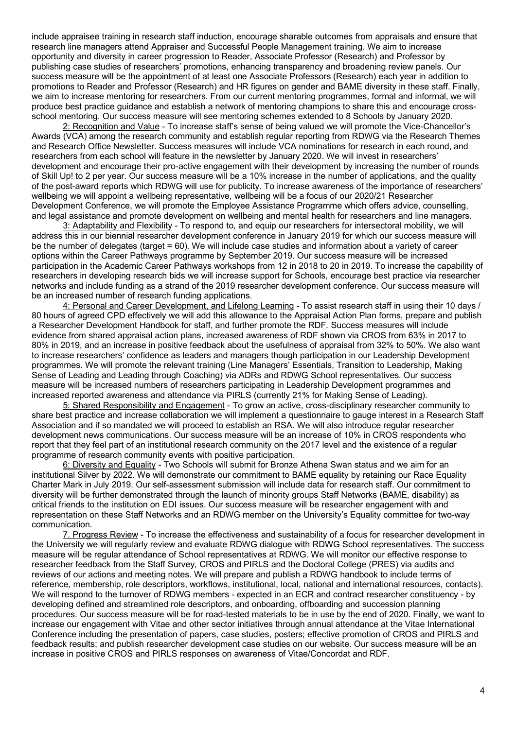include appraisee training in research staff induction, encourage sharable outcomes from appraisals and ensure that research line managers attend Appraiser and Successful People Management training. We aim to increase opportunity and diversity in career progression to Reader, Associate Professor (Research) and Professor by publishing case studies of researchers' promotions, enhancing transparency and broadening review panels. Our success measure will be the appointment of at least one Associate Professors (Research) each year in addition to promotions to Reader and Professor (Research) and HR figures on gender and BAME diversity in these staff. Finally, we aim to increase mentoring for researchers. From our current mentoring programmes, formal and informal, we will produce best practice guidance and establish a network of mentoring champions to share this and encourage cross-school mentoring. Our success measure will see mentoring schemes extended to 8 Schools by January 2020.

2: Recognition and Value - To increase staff's sense of being valued we will promote the Vice-Chancellor's Awards (VCA) among the research community and establish regular reporting from RDWG via the Research Themes and Research Office Newsletter. Success measures will include VCA nominations for research in each round, and researchers from each school will feature in the newsletter by January 2020. We will invest in researchers' development and encourage their pro-active engagement with their development by increasing the number of rounds of Skill Up! to 2 per year. Our success measure will be a 10% increase in the number of applications, and the quality of the post-award reports which RDWG will use for publicity. To increase awareness of the importance of researchers' wellbeing we will appoint a wellbeing representative, wellbeing will be a focus of our 2020/21 Researcher Development Conference, we will promote the Employee Assistance Programme which offers advice, counselling, and legal assistance and promote development on wellbeing and mental health for researchers and line managers.

3: Adaptability and Flexibility - To respond to, and equip our researchers for intersectoral mobility, we will address this in our biennial researcher development conference in January 2019 for which our success measure will be the number of delegates (target = 60). We will include case studies and information about a variety of career options within the Career Pathways programme by September 2019. Our success measure will be increased participation in the Academic Career Pathways workshops from 12 in 2018 to 20 in 2019. To increase the capability of researchers in developing research bids we will increase support for Schools, encourage best practice via researcher networks and include funding as a strand of the 2019 researcher development conference. Our success measure will be an increased number of research funding applications.

4: Personal and Career Development, and Lifelong Learning - To assist research staff in using their 10 days / 80 hours of agreed CPD effectively we will add this allowance to the Appraisal Action Plan forms, prepare and publish a Researcher Development Handbook for staff, and further promote the RDF. Success measures will include evidence from shared appraisal action plans, increased awareness of RDF shown via CROS from 63% in 2017 to 80% in 2019, and an increase in positive feedback about the usefulness of appraisal from 32% to 50%. We also want to increase researchers' confidence as leaders and managers though participation in our Leadership Development programmes. We will promote the relevant training (Line Managers' Essentials, Transition to Leadership, Making Sense of Leading and Leading through Coaching) via ADRs and RDWG School representatives. Our success measure will be increased numbers of researchers participating in Leadership Development programmes and increased reported awareness and attendance via PIRLS (currently 21% for Making Sense of Leading).

5: Shared Responsibility and Engagement - To grow an active, cross-disciplinary researcher community to share best practice and increase collaboration we will implement a questionnaire to gauge interest in a Research Staff Association and if so mandated we will proceed to establish an RSA. We will also introduce regular researcher development news communications. Our success measure will be an increase of 10% in CROS respondents who report that they feel part of an institutional research community on the 2017 level and the existence of a regular programme of research community events with positive participation.

6: Diversity and Equality - Two Schools will submit for Bronze Athena Swan status and we aim for an institutional Silver by 2022. We will demonstrate our commitment to BAME equality by retaining our Race Equality Charter Mark in July 2019. Our self-assessment submission will include data for research staff. Our commitment to diversity will be further demonstrated through the launch of minority groups Staff Networks (BAME, disability) as critical friends to the institution on EDI issues. Our success measure will be researcher engagement with and representation on these Staff Networks and an RDWG member on the University's Equality committee for two-way communication.

7. Progress Review - To increase the effectiveness and sustainability of a focus for researcher development in the University we will regularly review and evaluate RDWG dialogue with RDWG School representatives. The success measure will be regular attendance of School representatives at RDWG. We will monitor our effective response to researcher feedback from the Staff Survey, CROS and PIRLS and the Doctoral College (PRES) via audits and reviews of our actions and meeting notes. We will prepare and publish a RDWG handbook to include terms of reference, membership, role descriptors, workflows, institutional, local, national and international resources, contacts). We will respond to the turnover of RDWG members - expected in an ECR and contract researcher constituency - by developing defined and streamlined role descriptors, and onboarding, offboarding and succession planning procedures. Our success measure will be for road-tested materials to be in use by the end of 2020. Finally, we want to increase our engagement with Vitae and other sector initiatives through annual attendance at the Vitae International Conference including the presentation of papers, case studies, posters; effective promotion of CROS and PIRLS and feedback results; and publish researcher development case studies on our website. Our success measure will be an increase in positive CROS and PIRLS responses on awareness of Vitae/Concordat and RDF.